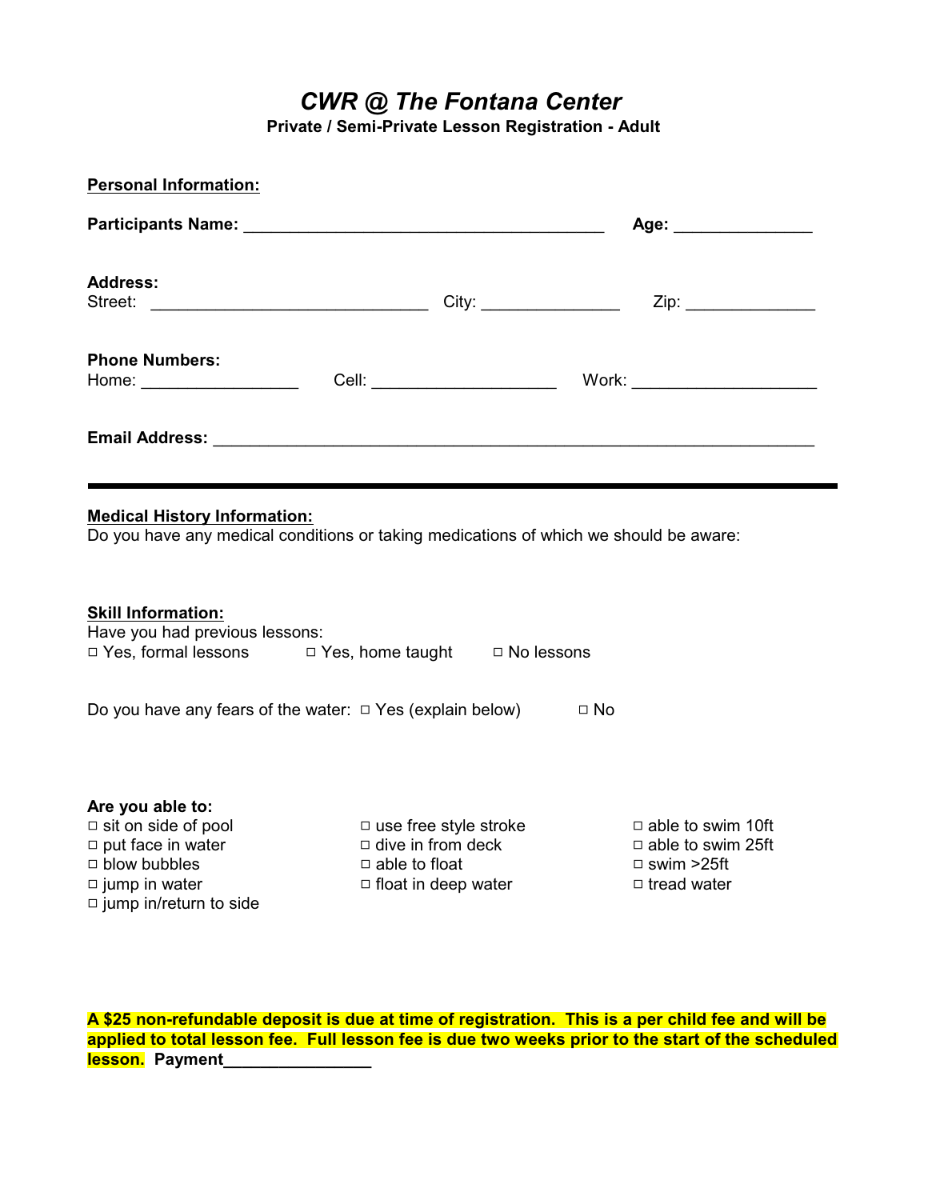# *CWR @ The Fontana Center*

**Private / Semi-Private Lesson Registration - Adult**

**Personal Information:**

**Participants Name:** _______________________________________ **Age:** _______________

**Address:**
Street: ______________________________ City: _______________ Zip: ______________

**Phone Numbers:**
Home: _________________ Cell: ____________________ Work: ____________________

**Email Address:** _________________________________________________________________

---

**Medical History Information:**
Do you have any medical conditions or taking medications of which we should be aware:

**Skill Information:**
Have you had previous lessons:
□ Yes, formal lessons □ Yes, home taught □ No lessons

Do you have any fears of the water: □ Yes (explain below) □ No

**Are you able to:**

- □ sit on side of pool
- □ put face in water
- □ blow bubbles
- □ jump in water
- □ jump in/return to side
- □ use free style stroke
- □ dive in from deck
- □ able to float
- □ float in deep water
- □ able to swim 10ft
- □ able to swim 25ft
- □ swim >25ft
- □ tread water

**A $25 non-refundable deposit is due at time of registration. This is a per child fee and will be applied to total lesson fee. Full lesson fee is due two weeks prior to the start of the scheduled lesson. Payment________________**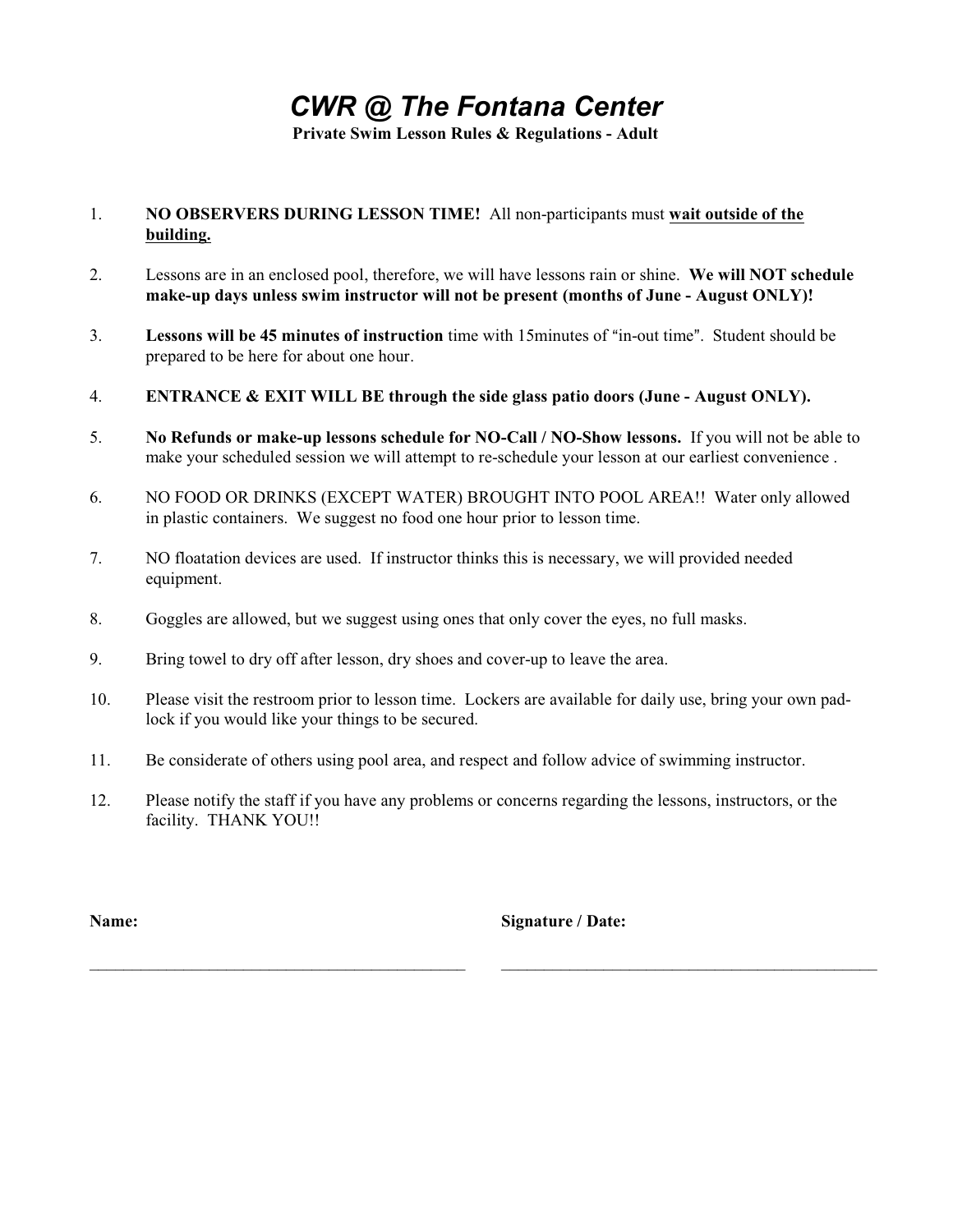# *CWR @ The Fontana Center*

**Private Swim Lesson Rules & Regulations - Adult**

1. **NO OBSERVERS DURING LESSON TIME!** All non-participants must **wait outside of the building.**

2. Lessons are in an enclosed pool, therefore, we will have lessons rain or shine. **We will NOT schedule make-up days unless swim instructor will not be present (months of June - August ONLY)!**

3. **Lessons will be 45 minutes of instruction** time with 15minutes of "in-out time". Student should be prepared to be here for about one hour.

4. **ENTRANCE & EXIT WILL BE through the side glass patio doors (June - August ONLY).**

5. **No Refunds or make-up lessons schedule for NO-Call / NO-Show lessons.** If you will not be able to make your scheduled session we will attempt to re-schedule your lesson at our earliest convenience .

6. NO FOOD OR DRINKS (EXCEPT WATER) BROUGHT INTO POOL AREA!! Water only allowed in plastic containers. We suggest no food one hour prior to lesson time.

7. NO floatation devices are used. If instructor thinks this is necessary, we will provided needed equipment.

8. Goggles are allowed, but we suggest using ones that only cover the eyes, no full masks.

9. Bring towel to dry off after lesson, dry shoes and cover-up to leave the area.

10. Please visit the restroom prior to lesson time. Lockers are available for daily use, bring your own pad-lock if you would like your things to be secured.

11. Be considerate of others using pool area, and respect and follow advice of swimming instructor.

12. Please notify the staff if you have any problems or concerns regarding the lessons, instructors, or the facility. THANK YOU!!

**Name:** ____________________________________________

**Signature / Date:** ____________________________________________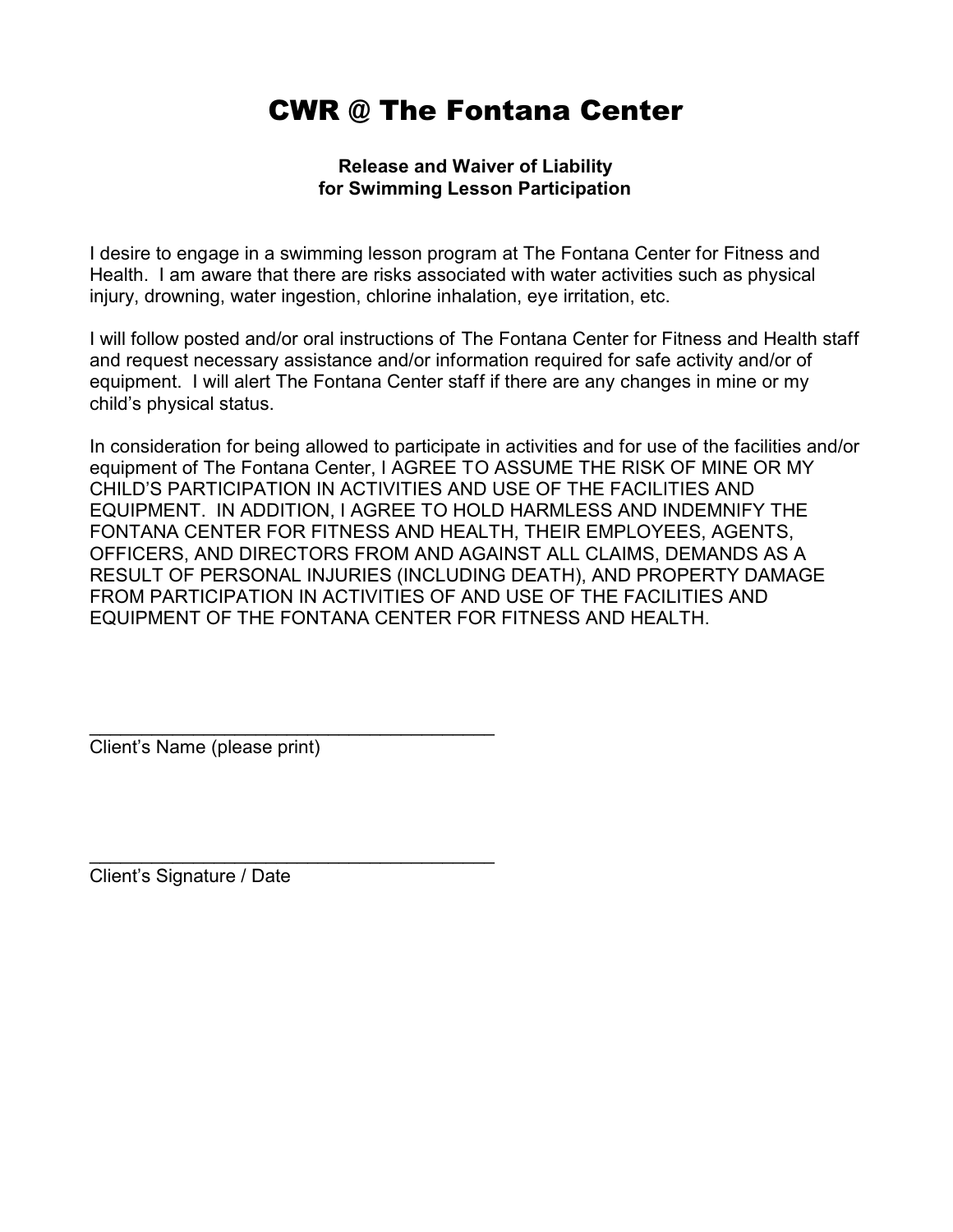# CWR @ The Fontana Center

**Release and Waiver of Liability**
**for Swimming Lesson Participation**

I desire to engage in a swimming lesson program at The Fontana Center for Fitness and Health. I am aware that there are risks associated with water activities such as physical injury, drowning, water ingestion, chlorine inhalation, eye irritation, etc.

I will follow posted and/or oral instructions of The Fontana Center for Fitness and Health staff and request necessary assistance and/or information required for safe activity and/or of equipment. I will alert The Fontana Center staff if there are any changes in mine or my child's physical status.

In consideration for being allowed to participate in activities and for use of the facilities and/or equipment of The Fontana Center, I AGREE TO ASSUME THE RISK OF MINE OR MY CHILD'S PARTICIPATION IN ACTIVITIES AND USE OF THE FACILITIES AND EQUIPMENT. IN ADDITION, I AGREE TO HOLD HARMLESS AND INDEMNIFY THE FONTANA CENTER FOR FITNESS AND HEALTH, THEIR EMPLOYEES, AGENTS, OFFICERS, AND DIRECTORS FROM AND AGAINST ALL CLAIMS, DEMANDS AS A RESULT OF PERSONAL INJURIES (INCLUDING DEATH), AND PROPERTY DAMAGE FROM PARTICIPATION IN ACTIVITIES OF AND USE OF THE FACILITIES AND EQUIPMENT OF THE FONTANA CENTER FOR FITNESS AND HEALTH.

________________________________________
Client's Name (please print)

________________________________________
Client's Signature / Date